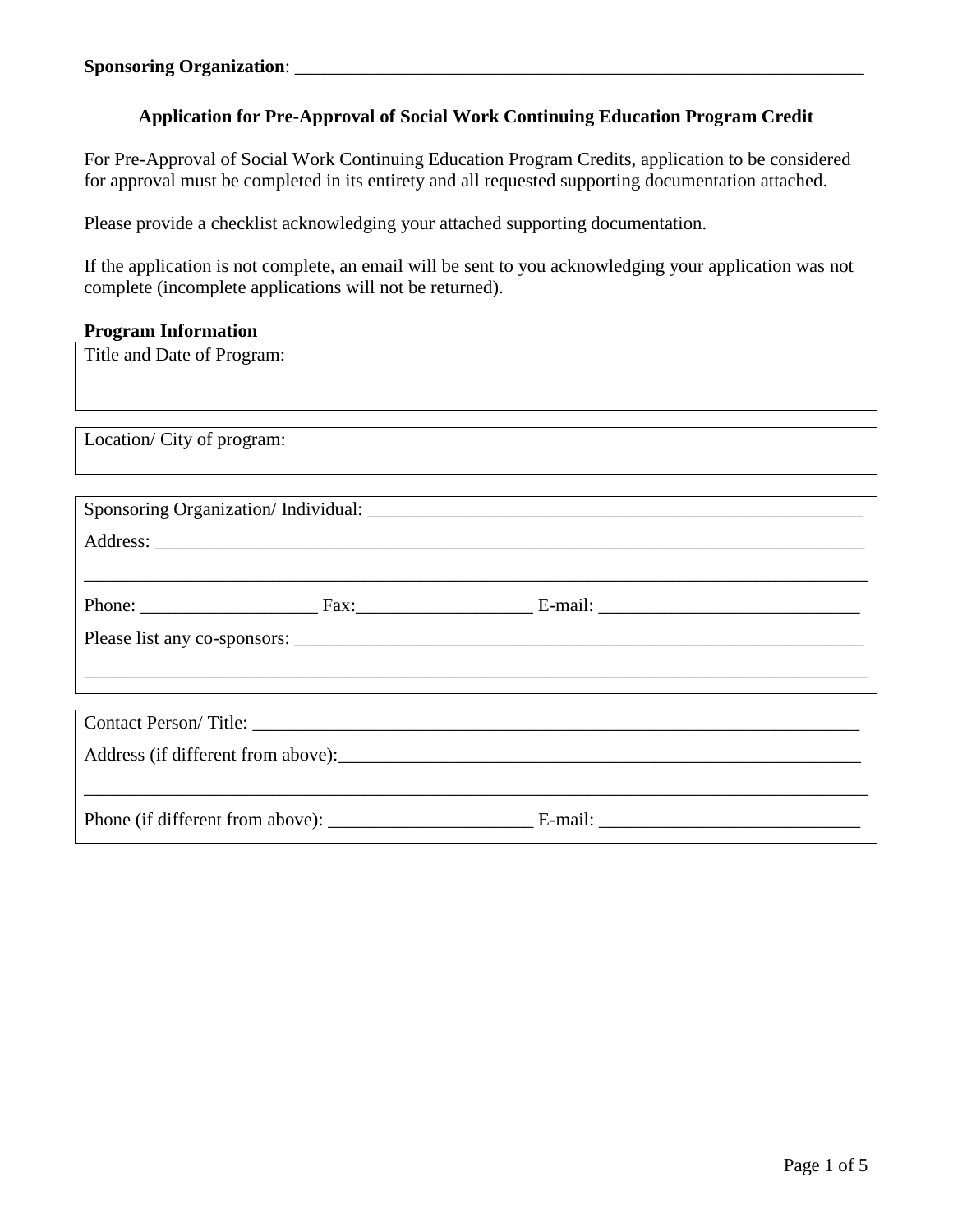**Sponsoring Organization**: ________________________________________________________________

## Application for Pre-Approval of Social Work Continuing Education Program Credit

For Pre-Approval of Social Work Continuing Education Program Credits, application to be considered for approval must be completed in its entirety and all requested supporting documentation attached.

Please provide a checklist acknowledging your attached supporting documentation.

If the application is not complete, an email will be sent to you acknowledging your application was not complete (incomplete applications will not be returned).

**Program Information**

| Title and Date of Program: |
|---|
| |

| Location/ City of program: |
|---|

Sponsoring Organization/ Individual: ______________________________________________________

Address: ______________________________________________________________________________

_______________________________________________________________________________________

Phone: ___________________ Fax:___________________ E-mail: ____________________________

Please list any co-sponsors: _____________________________________________________________

_______________________________________________________________________________________

Contact Person/ Title: ___________________________________________________________________

Address (if different from above):________________________________________________________

_______________________________________________________________________________________

Phone (if different from above): ______________________ E-mail: ____________________________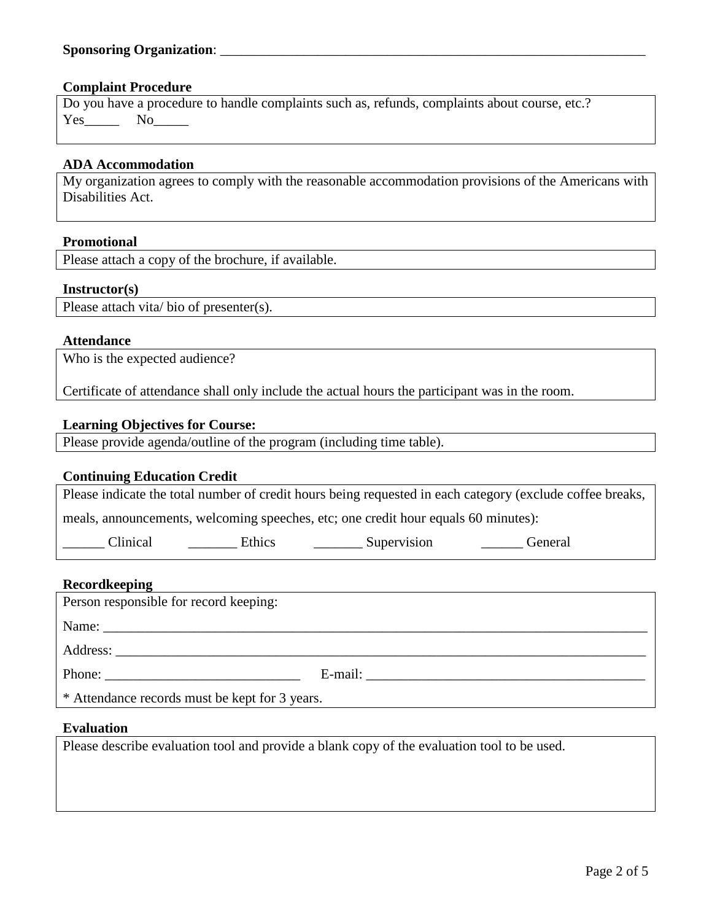**Sponsoring Organization**: ________________________________________________________________

**Complaint Procedure**

Do you have a procedure to handle complaints such as, refunds, complaints about course, etc.?
Yes_____ No_____

**ADA Accommodation**

My organization agrees to comply with the reasonable accommodation provisions of the Americans with Disabilities Act.

**Promotional**

Please attach a copy of the brochure, if available.

**Instructor(s)**

Please attach vita/ bio of presenter(s).

**Attendance**

Who is the expected audience?

Certificate of attendance shall only include the actual hours the participant was in the room.

**Learning Objectives for Course:**

Please provide agenda/outline of the program (including time table).

**Continuing Education Credit**

Please indicate the total number of credit hours being requested in each category (exclude coffee breaks, meals, announcements, welcoming speeches, etc; one credit hour equals 60 minutes):

______ Clinical _______ Ethics _______ Supervision ______ General

**Recordkeeping**

Person responsible for record keeping:

Name: ________________________________________________________________________________

Address: ______________________________________________________________________________

Phone: ____________________________ E-mail: _________________________________________

* Attendance records must be kept for 3 years.

**Evaluation**

Please describe evaluation tool and provide a blank copy of the evaluation tool to be used.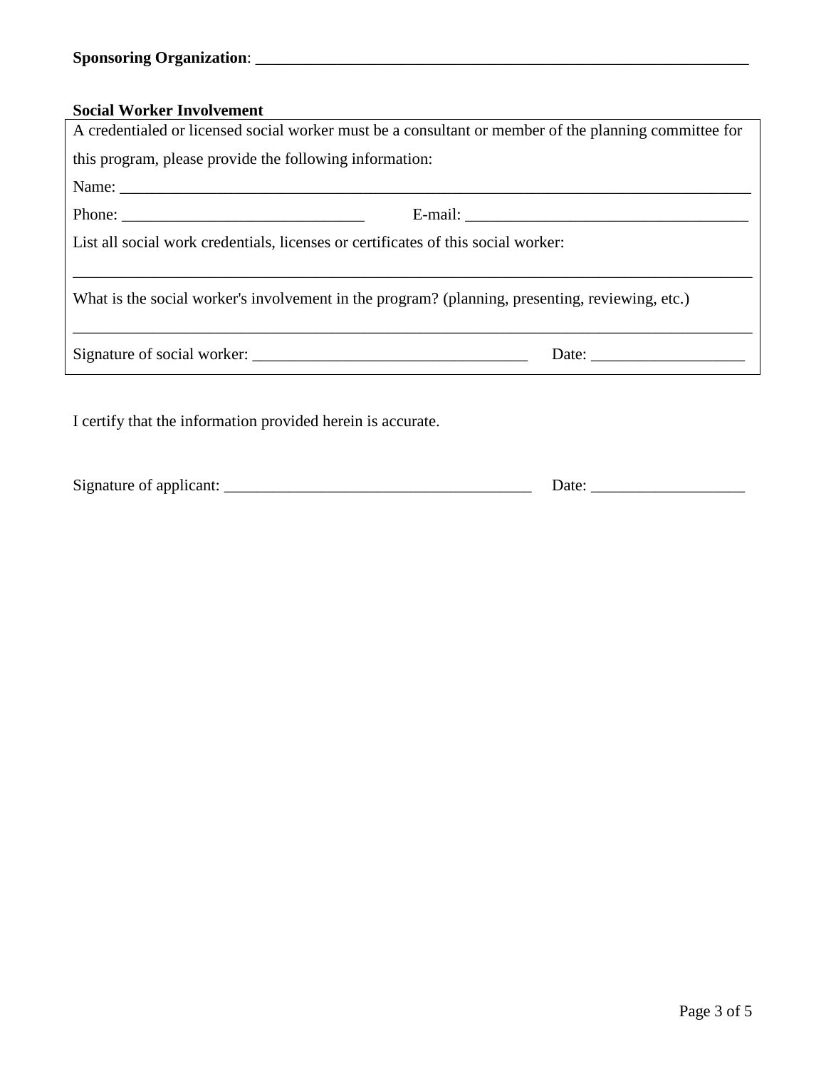**Sponsoring Organization**: ____________________________________________________________

**Social Worker Involvement**

A credentialed or licensed social worker must be a consultant or member of the planning committee for this program, please provide the following information:

Name: ________________________________________________________________________________

Phone: ______________________________ E-mail: ___________________________________

List all social work credentials, licenses or certificates of this social worker:

_________________________________________________________________________________

What is the social worker's involvement in the program? (planning, presenting, reviewing, etc.)

_________________________________________________________________________________

Signature of social worker: __________________________________ Date: ___________________

I certify that the information provided herein is accurate.

Signature of applicant: _______________________________________ Date: ___________________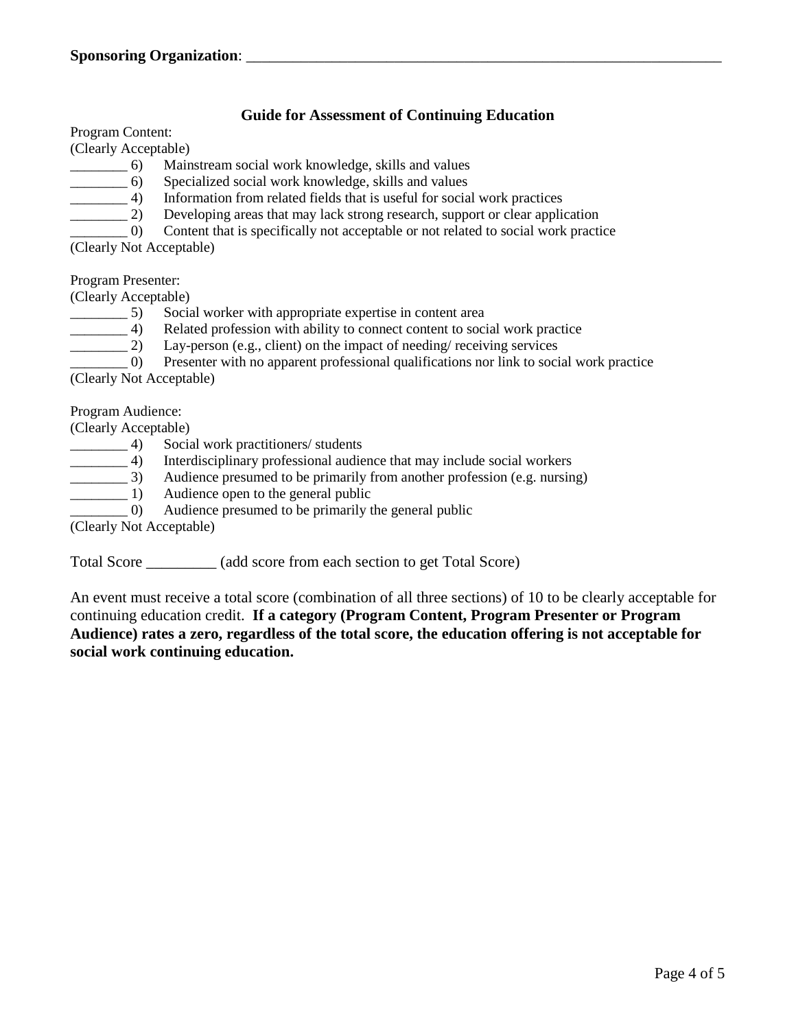**Sponsoring Organization**: ____________________________________________________________

### Guide for Assessment of Continuing Education

Program Content:
(Clearly Acceptable)

________ 6) Mainstream social work knowledge, skills and values
________ 6) Specialized social work knowledge, skills and values
________ 4) Information from related fields that is useful for social work practices
________ 2) Developing areas that may lack strong research, support or clear application
________ 0) Content that is specifically not acceptable or not related to social work practice

(Clearly Not Acceptable)

Program Presenter:
(Clearly Acceptable)

________ 5) Social worker with appropriate expertise in content area
________ 4) Related profession with ability to connect content to social work practice
________ 2) Lay-person (e.g., client) on the impact of needing/ receiving services
________ 0) Presenter with no apparent professional qualifications nor link to social work practice

(Clearly Not Acceptable)

Program Audience:
(Clearly Acceptable)

________ 4) Social work practitioners/ students
________ 4) Interdisciplinary professional audience that may include social workers
________ 3) Audience presumed to be primarily from another profession (e.g. nursing)
________ 1) Audience open to the general public
________ 0) Audience presumed to be primarily the general public

(Clearly Not Acceptable)

Total Score _________ (add score from each section to get Total Score)

An event must receive a total score (combination of all three sections) of 10 to be clearly acceptable for continuing education credit. **If a category (Program Content, Program Presenter or Program Audience) rates a zero, regardless of the total score, the education offering is not acceptable for social work continuing education.**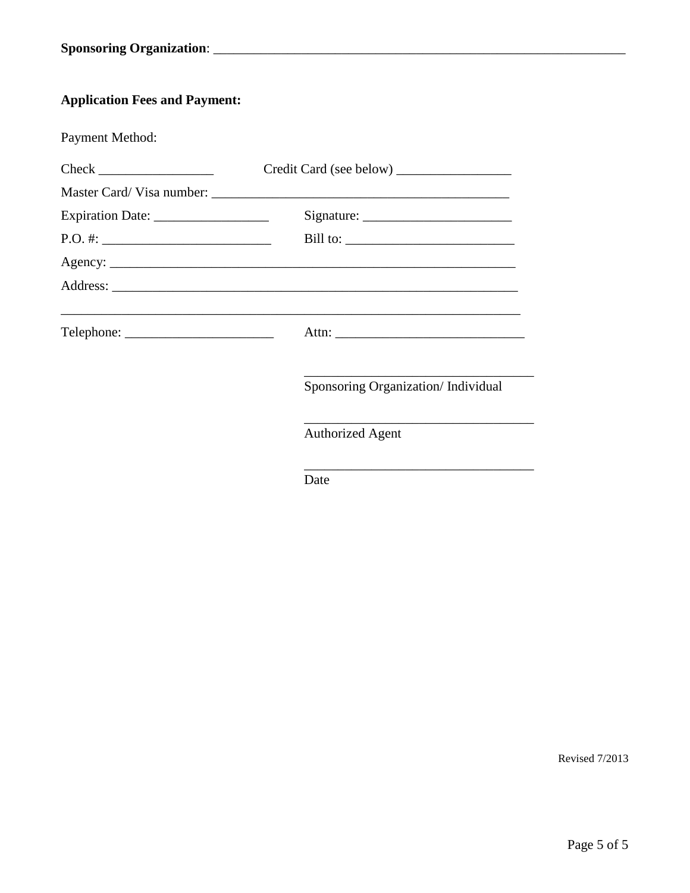**Sponsoring Organization**: ___________________________________________________________

**Application Fees and Payment:**

Payment Method:

Check _________________ Credit Card (see below) _________________

Master Card/ Visa number: _____________________________________________

Expiration Date: ________________ Signature: ______________________

P.O. #: _________________________ Bill to: _________________________

Agency: _____________________________________________________________

Address: ____________________________________________________________

_____________________________________________________________________

Telephone: ______________________ Attn: ____________________________

__________________________________
Sponsoring Organization/ Individual

__________________________________
Authorized Agent

__________________________________
Date

Revised 7/2013